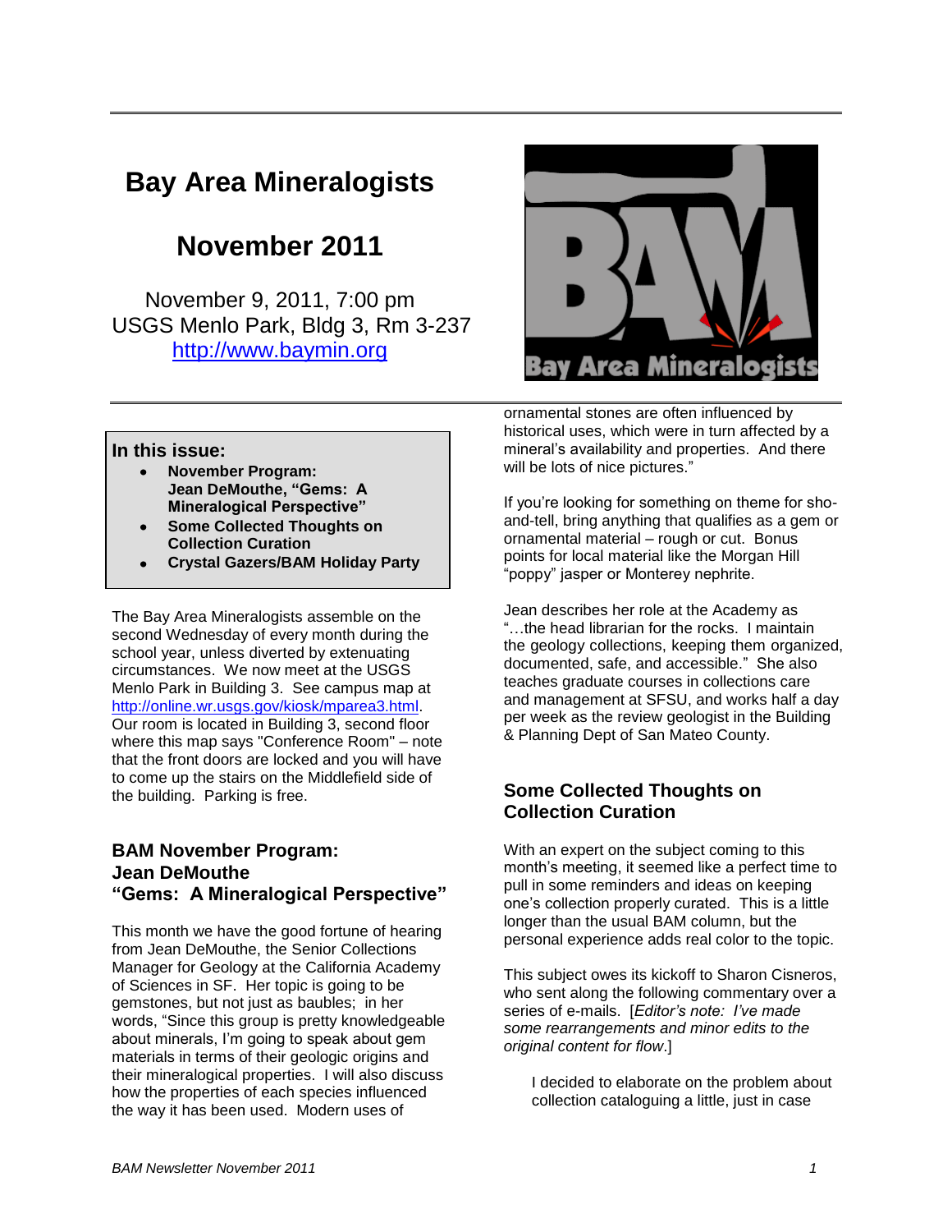# Bay Area Mineralogists

## November 2011

November 9, 2011, 7:00 pm
USGS Menlo Park, Bldg 3, Rm 3-237
http://www.baymin.org

**In this issue:**

- **November Program: Jean DeMouthe, "Gems: A Mineralogical Perspective"**
- **Some Collected Thoughts on Collection Curation**
- **Crystal Gazers/BAM Holiday Party**

The Bay Area Mineralogists assemble on the second Wednesday of every month during the school year, unless diverted by extenuating circumstances. We now meet at the USGS Menlo Park in Building 3. See campus map at http://online.wr.usgs.gov/kiosk/mparea3.html. Our room is located in Building 3, second floor where this map says "Conference Room" – note that the front doors are locked and you will have to come up the stairs on the Middlefield side of the building. Parking is free.

### BAM November Program: Jean DeMouthe "Gems: A Mineralogical Perspective"

This month we have the good fortune of hearing from Jean DeMouthe, the Senior Collections Manager for Geology at the California Academy of Sciences in SF. Her topic is going to be gemstones, but not just as baubles; in her words, "Since this group is pretty knowledgeable about minerals, I'm going to speak about gem materials in terms of their geologic origins and their mineralogical properties. I will also discuss how the properties of each species influenced the way it has been used. Modern uses of ornamental stones are often influenced by historical uses, which were in turn affected by a mineral's availability and properties. And there will be lots of nice pictures."

If you're looking for something on theme for sho-and-tell, bring anything that qualifies as a gem or ornamental material – rough or cut. Bonus points for local material like the Morgan Hill "poppy" jasper or Monterey nephrite.

Jean describes her role at the Academy as "…the head librarian for the rocks. I maintain the geology collections, keeping them organized, documented, safe, and accessible." She also teaches graduate courses in collections care and management at SFSU, and works half a day per week as the review geologist in the Building & Planning Dept of San Mateo County.

### Some Collected Thoughts on Collection Curation

With an expert on the subject coming to this month's meeting, it seemed like a perfect time to pull in some reminders and ideas on keeping one's collection properly curated. This is a little longer than the usual BAM column, but the personal experience adds real color to the topic.

This subject owes its kickoff to Sharon Cisneros, who sent along the following commentary over a series of e-mails. [*Editor's note: I've made some rearrangements and minor edits to the original content for flow*.]

> I decided to elaborate on the problem about collection cataloguing a little, just in case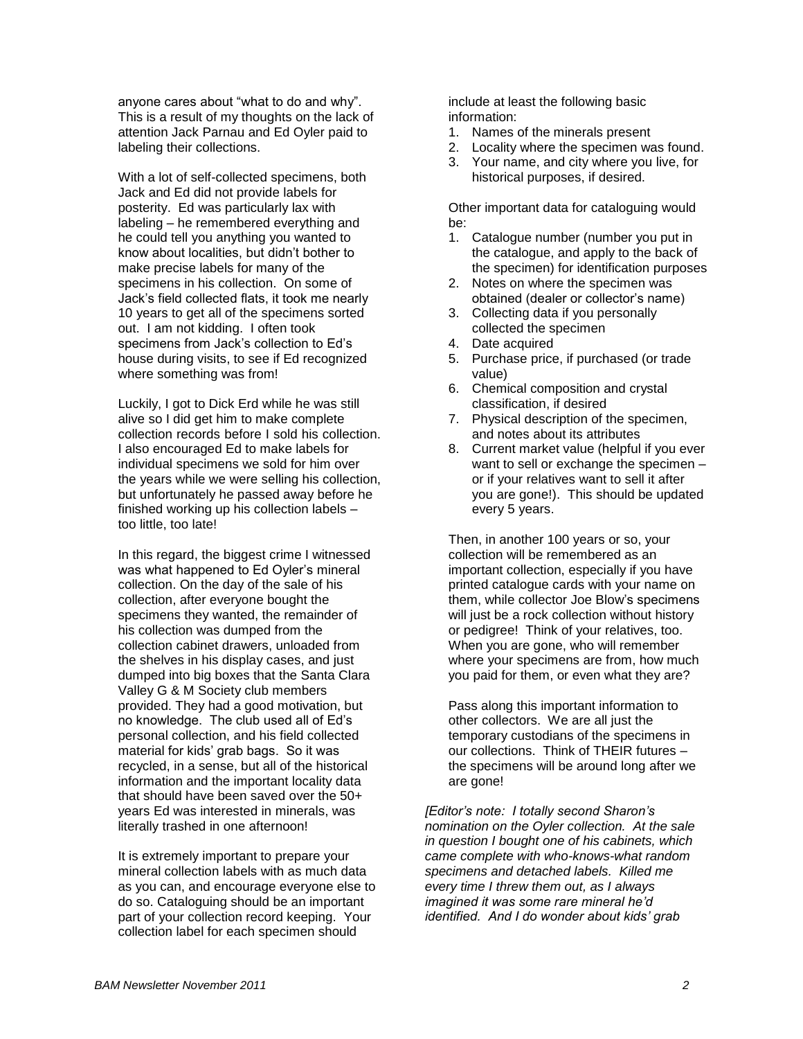anyone cares about "what to do and why". This is a result of my thoughts on the lack of attention Jack Parnau and Ed Oyler paid to labeling their collections.

With a lot of self-collected specimens, both Jack and Ed did not provide labels for posterity. Ed was particularly lax with labeling – he remembered everything and he could tell you anything you wanted to know about localities, but didn't bother to make precise labels for many of the specimens in his collection. On some of Jack's field collected flats, it took me nearly 10 years to get all of the specimens sorted out. I am not kidding. I often took specimens from Jack's collection to Ed's house during visits, to see if Ed recognized where something was from!

Luckily, I got to Dick Erd while he was still alive so I did get him to make complete collection records before I sold his collection. I also encouraged Ed to make labels for individual specimens we sold for him over the years while we were selling his collection, but unfortunately he passed away before he finished working up his collection labels – too little, too late!

In this regard, the biggest crime I witnessed was what happened to Ed Oyler's mineral collection. On the day of the sale of his collection, after everyone bought the specimens they wanted, the remainder of his collection was dumped from the collection cabinet drawers, unloaded from the shelves in his display cases, and just dumped into big boxes that the Santa Clara Valley G & M Society club members provided. They had a good motivation, but no knowledge. The club used all of Ed's personal collection, and his field collected material for kids' grab bags. So it was recycled, in a sense, but all of the historical information and the important locality data that should have been saved over the 50+ years Ed was interested in minerals, was literally trashed in one afternoon!

It is extremely important to prepare your mineral collection labels with as much data as you can, and encourage everyone else to do so. Cataloguing should be an important part of your collection record keeping. Your collection label for each specimen should include at least the following basic information:

1. Names of the minerals present
2. Locality where the specimen was found.
3. Your name, and city where you live, for historical purposes, if desired.

Other important data for cataloguing would be:

1. Catalogue number (number you put in the catalogue, and apply to the back of the specimen) for identification purposes
2. Notes on where the specimen was obtained (dealer or collector's name)
3. Collecting data if you personally collected the specimen
4. Date acquired
5. Purchase price, if purchased (or trade value)
6. Chemical composition and crystal classification, if desired
7. Physical description of the specimen, and notes about its attributes
8. Current market value (helpful if you ever want to sell or exchange the specimen – or if your relatives want to sell it after you are gone!). This should be updated every 5 years.

Then, in another 100 years or so, your collection will be remembered as an important collection, especially if you have printed catalogue cards with your name on them, while collector Joe Blow's specimens will just be a rock collection without history or pedigree! Think of your relatives, too. When you are gone, who will remember where your specimens are from, how much you paid for them, or even what they are?

Pass along this important information to other collectors. We are all just the temporary custodians of the specimens in our collections. Think of THEIR futures – the specimens will be around long after we are gone!

*[Editor's note: I totally second Sharon's nomination on the Oyler collection. At the sale in question I bought one of his cabinets, which came complete with who-knows-what random specimens and detached labels. Killed me every time I threw them out, as I always imagined it was some rare mineral he'd identified. And I do wonder about kids' grab*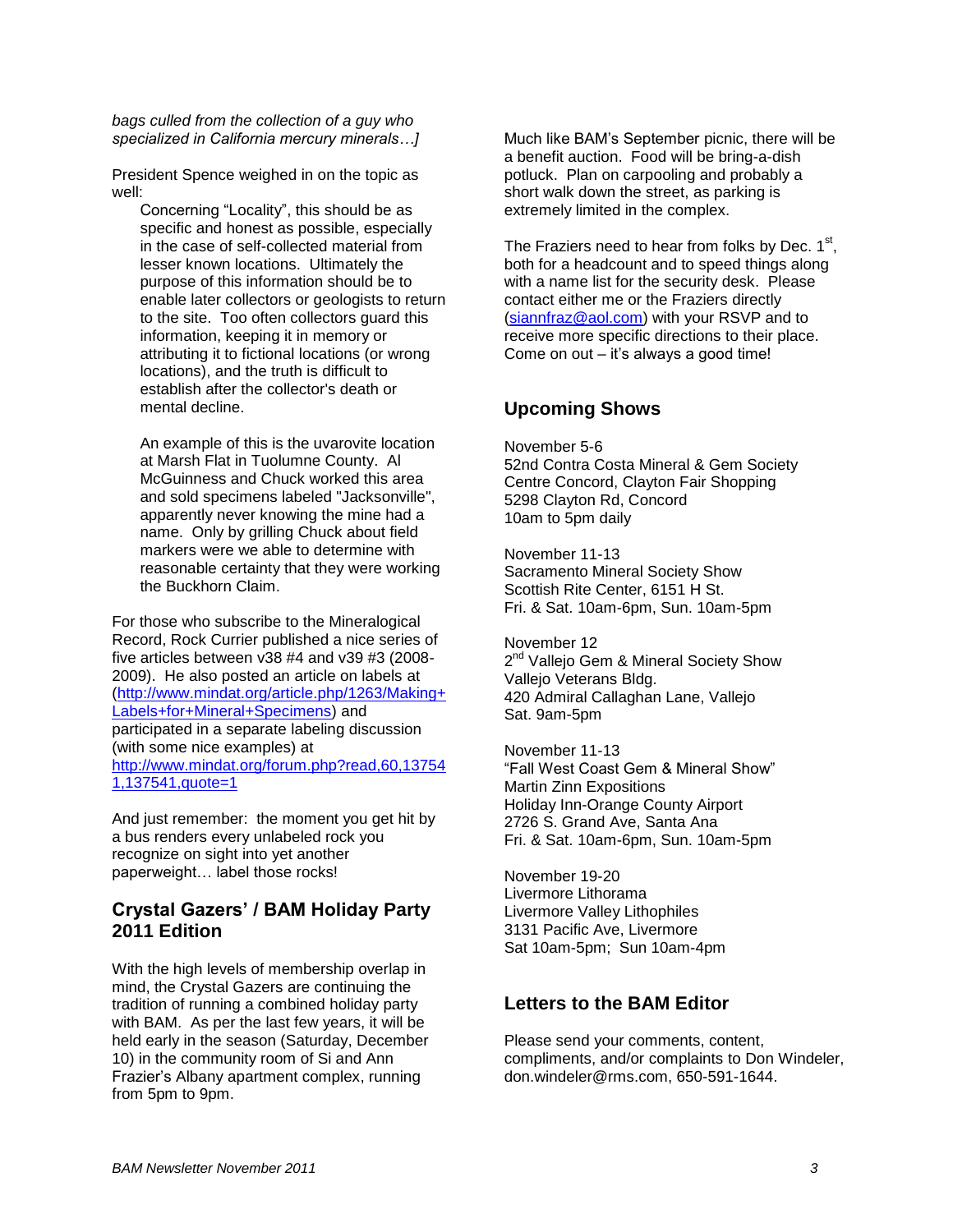*bags culled from the collection of a guy who specialized in California mercury minerals…]*

President Spence weighed in on the topic as well:

> Concerning "Locality", this should be as specific and honest as possible, especially in the case of self-collected material from lesser known locations. Ultimately the purpose of this information should be to enable later collectors or geologists to return to the site. Too often collectors guard this information, keeping it in memory or attributing it to fictional locations (or wrong locations), and the truth is difficult to establish after the collector's death or mental decline.
>
> An example of this is the uvarovite location at Marsh Flat in Tuolumne County. Al McGuinness and Chuck worked this area and sold specimens labeled "Jacksonville", apparently never knowing the mine had a name. Only by grilling Chuck about field markers were we able to determine with reasonable certainty that they were working the Buckhorn Claim.

For those who subscribe to the Mineralogical Record, Rock Currier published a nice series of five articles between v38 #4 and v39 #3 (2008-2009). He also posted an article on labels at (http://www.mindat.org/article.php/1263/Making+Labels+for+Mineral+Specimens) and participated in a separate labeling discussion (with some nice examples) at http://www.mindat.org/forum.php?read,60,137541,137541,quote=1

And just remember: the moment you get hit by a bus renders every unlabeled rock you recognize on sight into yet another paperweight… label those rocks!

## Crystal Gazers' / BAM Holiday Party 2011 Edition

With the high levels of membership overlap in mind, the Crystal Gazers are continuing the tradition of running a combined holiday party with BAM. As per the last few years, it will be held early in the season (Saturday, December 10) in the community room of Si and Ann Frazier's Albany apartment complex, running from 5pm to 9pm.

Much like BAM's September picnic, there will be a benefit auction. Food will be bring-a-dish potluck. Plan on carpooling and probably a short walk down the street, as parking is extremely limited in the complex.

The Fraziers need to hear from folks by Dec. 1st, both for a headcount and to speed things along with a name list for the security desk. Please contact either me or the Fraziers directly (siannfraz@aol.com) with your RSVP and to receive more specific directions to their place. Come on out – it's always a good time!

## Upcoming Shows

November 5-6
52nd Contra Costa Mineral & Gem Society
Centre Concord, Clayton Fair Shopping
5298 Clayton Rd, Concord
10am to 5pm daily

November 11-13
Sacramento Mineral Society Show
Scottish Rite Center, 6151 H St.
Fri. & Sat. 10am-6pm, Sun. 10am-5pm

November 12
2nd Vallejo Gem & Mineral Society Show
Vallejo Veterans Bldg.
420 Admiral Callaghan Lane, Vallejo
Sat. 9am-5pm

November 11-13
"Fall West Coast Gem & Mineral Show"
Martin Zinn Expositions
Holiday Inn-Orange County Airport
2726 S. Grand Ave, Santa Ana
Fri. & Sat. 10am-6pm, Sun. 10am-5pm

November 19-20
Livermore Lithorama
Livermore Valley Lithophiles
3131 Pacific Ave, Livermore
Sat 10am-5pm; Sun 10am-4pm

## Letters to the BAM Editor

Please send your comments, content, compliments, and/or complaints to Don Windeler, don.windeler@rms.com, 650-591-1644.